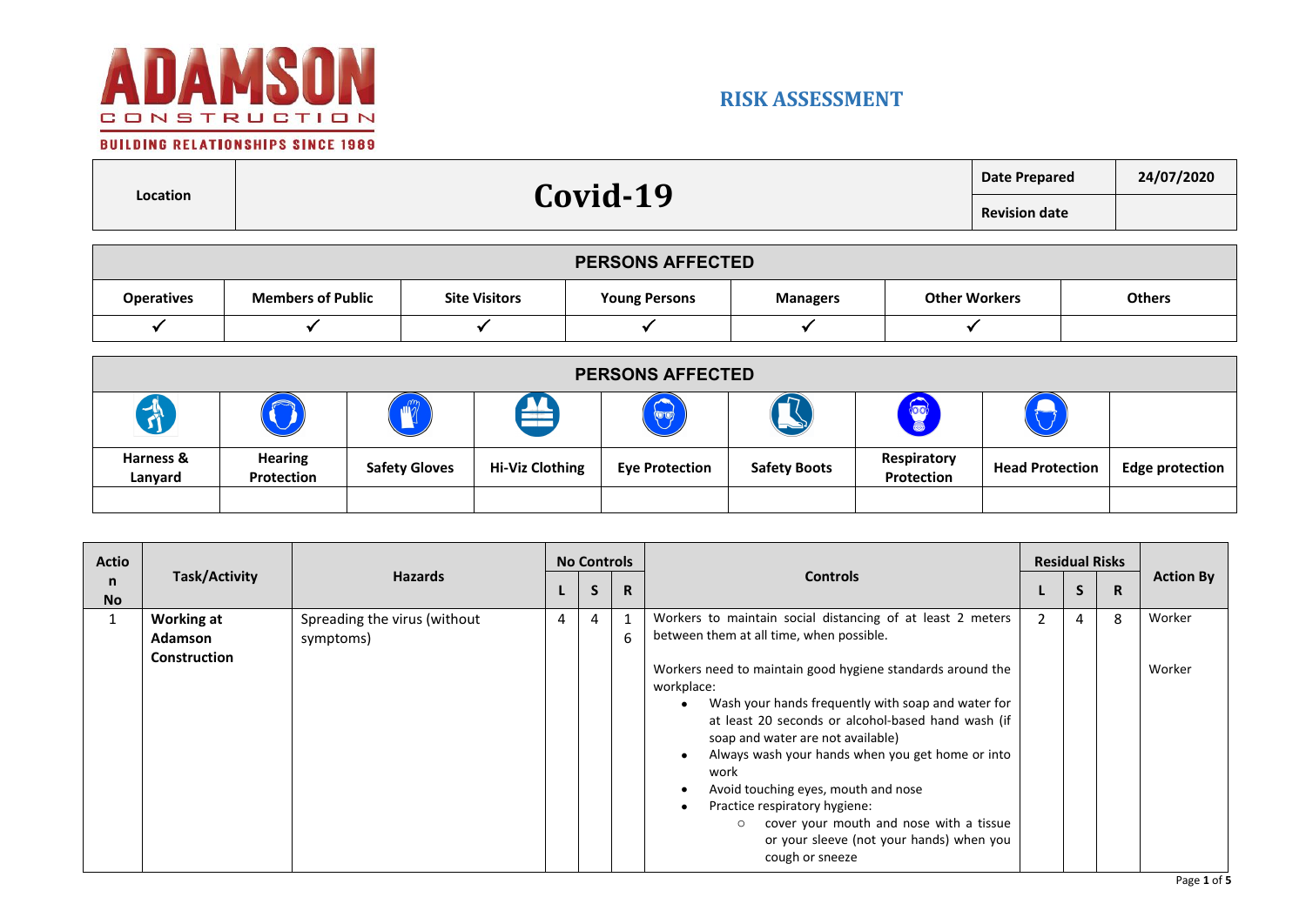# RISK ASSESSMENT

| Location | Covid-19 | Date Prepared | 24/07/2020 |
|---|---|---|---|
| | | Revision date | |

| PERSONS AFFECTED | | | | | | |
|---|---|---|---|---|---|---|
| Operatives | Members of Public | Site Visitors | Young Persons | Managers | Other Workers | Others |
| ✓ | ✓ | ✓ | ✓ | ✓ | ✓ | |

| PERSONS AFFECTED | | | | | | | | |
|---|---|---|---|---|---|---|---|---|
| Harness & Lanyard | Hearing Protection | Safety Gloves | Hi-Viz Clothing | Eye Protection | Safety Boots | Respiratory Protection | Head Protection | Edge protection |
| | | | | | | | | |

| Action No | Task/Activity | Hazards | No Controls | | | Controls | Residual Risks | | | Action By |
|---|---|---|---|---|---|---|---|---|---|---|
| | | | L | S | R | | L | S | R | |
| 1 | **Working at Adamson Construction** | Spreading the virus (without symptoms) | 4 | 4 | 16 | Workers to maintain social distancing of at least 2 meters between them at all time, when possible.<br><br>Workers need to maintain good hygiene standards around the workplace:<br>• Wash your hands frequently with soap and water for at least 20 seconds or alcohol-based hand wash (if soap and water are not available)<br>• Always wash your hands when you get home or into work<br>• Avoid touching eyes, mouth and nose<br>• Practice respiratory hygiene:<br>&nbsp;&nbsp;○ cover your mouth and nose with a tissue or your sleeve (not your hands) when you cough or sneeze | 2 | 4 | 8 | Worker<br><br>Worker |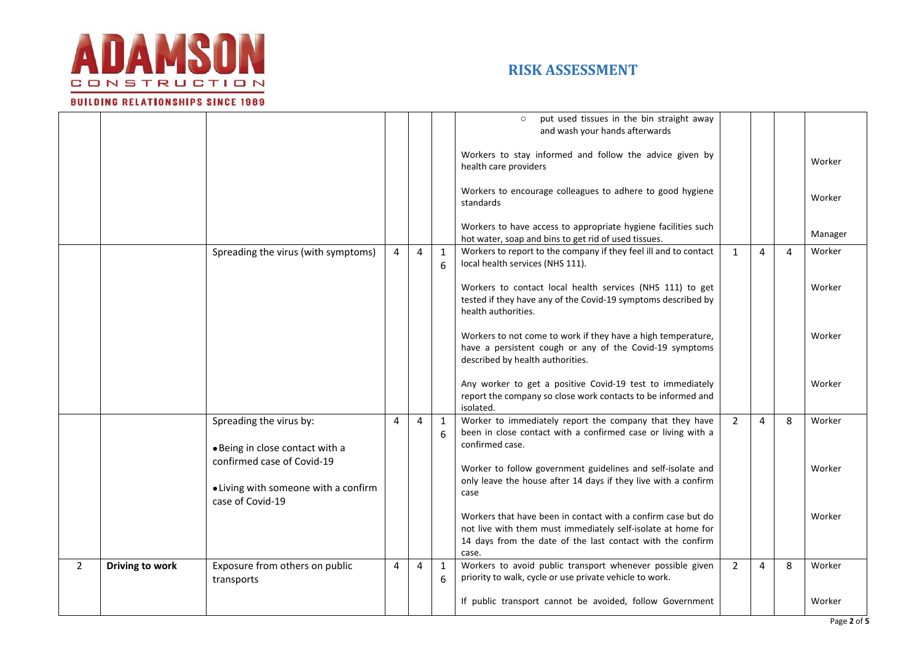# RISK ASSESSMENT

| | | | | | | | | | | |
|---|---|---|---|---|---|---|---|---|---|---|
| | | | | | | ○ put used tissues in the bin straight away and wash your hands afterwards | | | | |
| | | | | | | Workers to stay informed and follow the advice given by health care providers | | | | Worker |
| | | | | | | Workers to encourage colleagues to adhere to good hygiene standards | | | | Worker |
| | | | | | | Workers to have access to appropriate hygiene facilities such hot water, soap and bins to get rid of used tissues. | | | | Manager |
| | | Spreading the virus (with symptoms) | 4 | 4 | 16 | Workers to report to the company if they feel ill and to contact local health services (NHS 111). | 1 | 4 | 4 | Worker |
| | | | | | | Workers to contact local health services (NHS 111) to get tested if they have any of the Covid-19 symptoms described by health authorities. | | | | Worker |
| | | | | | | Workers to not come to work if they have a high temperature, have a persistent cough or any of the Covid-19 symptoms described by health authorities. | | | | Worker |
| | | | | | | Any worker to get a positive Covid-19 test to immediately report the company so close work contacts to be informed and isolated. | | | | Worker |
| | | Spreading the virus by:<br>• Being in close contact with a confirmed case of Covid-19<br>• Living with someone with a confirm case of Covid-19 | 4 | 4 | 16 | Worker to immediately report the company that they have been in close contact with a confirmed case or living with a confirmed case. | 2 | 4 | 8 | Worker |
| | | | | | | Worker to follow government guidelines and self-isolate and only leave the house after 14 days if they live with a confirm case | | | | Worker |
| | | | | | | Workers that have been in contact with a confirm case but do not live with them must immediately self-isolate at home for 14 days from the date of the last contact with the confirm case. | | | | Worker |
| 2 | **Driving to work** | Exposure from others on public transports | 4 | 4 | 16 | Workers to avoid public transport whenever possible given priority to walk, cycle or use private vehicle to work. | 2 | 4 | 8 | Worker |
| | | | | | | If public transport cannot be avoided, follow Government | | | | Worker |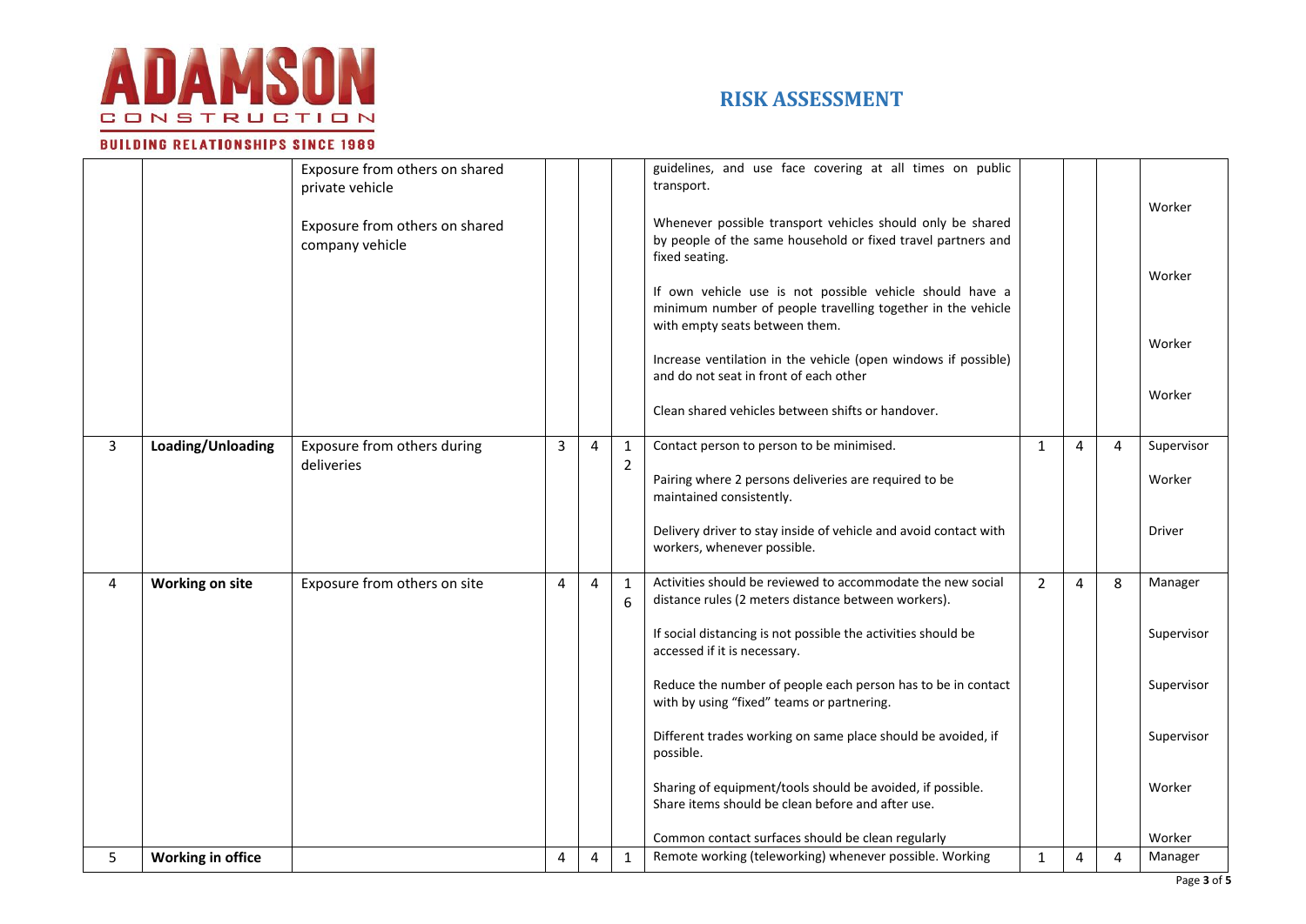| | | | | | | | | | | |
|---|---|---|---|---|---|---|---|---|---|---|
| | | Exposure from others on shared private vehicle<br><br>Exposure from others on shared company vehicle | | | | guidelines, and use face covering at all times on public transport.<br><br>Whenever possible transport vehicles should only be shared by people of the same household or fixed travel partners and fixed seating.<br><br>If own vehicle use is not possible vehicle should have a minimum number of people travelling together in the vehicle with empty seats between them.<br><br>Increase ventilation in the vehicle (open windows if possible) and do not seat in front of each other<br><br>Clean shared vehicles between shifts or handover. | | | | Worker<br><br>Worker<br><br>Worker<br><br>Worker |
| 3 | **Loading/Unloading** | Exposure from others during deliveries | 3 | 4 | 12 | Contact person to person to be minimised.<br><br>Pairing where 2 persons deliveries are required to be maintained consistently.<br><br>Delivery driver to stay inside of vehicle and avoid contact with workers, whenever possible. | 1 | 4 | 4 | Supervisor<br><br>Worker<br><br>Driver |
| 4 | **Working on site** | Exposure from others on site | 4 | 4 | 16 | Activities should be reviewed to accommodate the new social distance rules (2 meters distance between workers).<br><br>If social distancing is not possible the activities should be accessed if it is necessary.<br><br>Reduce the number of people each person has to be in contact with by using "fixed" teams or partnering.<br><br>Different trades working on same place should be avoided, if possible.<br><br>Sharing of equipment/tools should be avoided, if possible. Share items should be clean before and after use.<br><br>Common contact surfaces should be clean regularly | 2 | 4 | 8 | Manager<br><br>Supervisor<br><br>Supervisor<br><br>Supervisor<br><br>Worker<br><br>Worker |
| 5 | **Working in office** | | 4 | 4 | 1 | Remote working (teleworking) whenever possible. Working | 1 | 4 | 4 | Manager |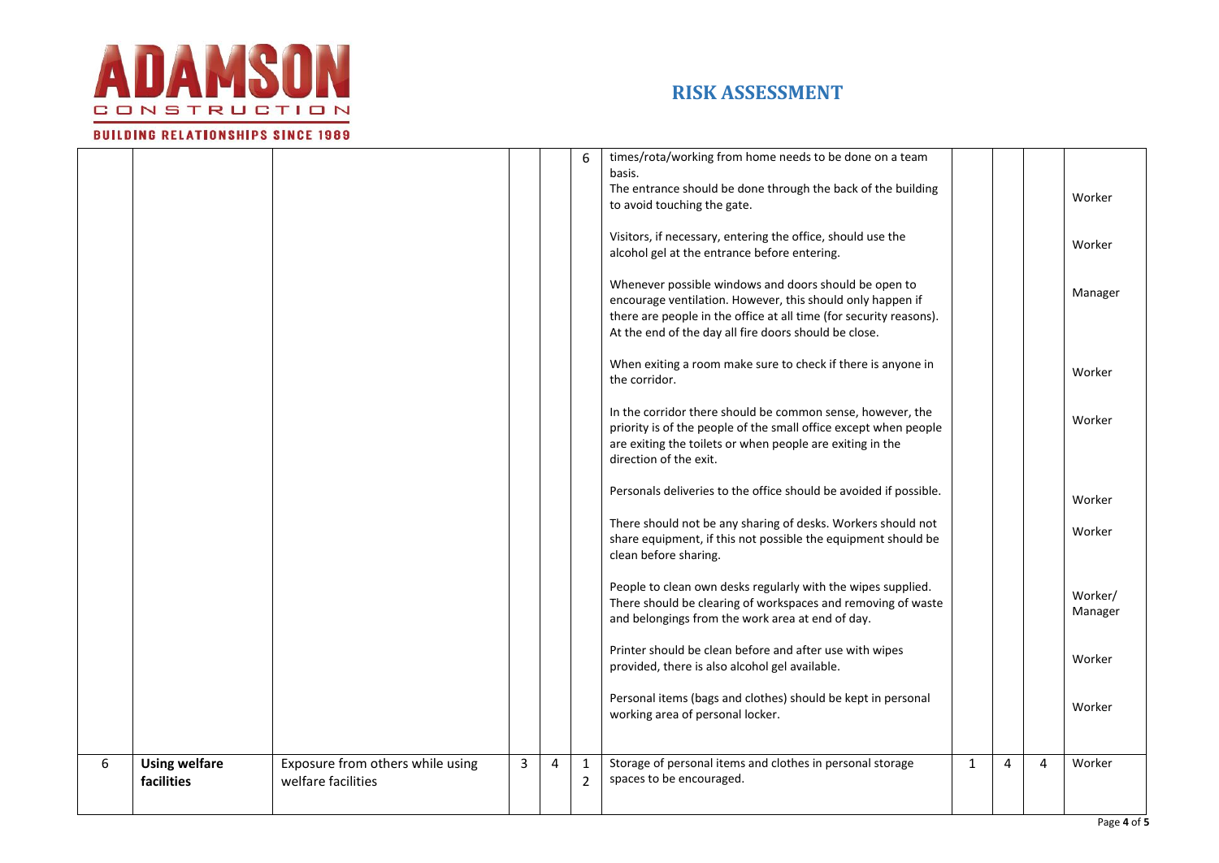# RISK ASSESSMENT

| | | | | | | | | | | |
|---|---|---|---|---|---|---|---|---|---|---|
| | | | | | 6 | times/rota/working from home needs to be done on a team basis.<br>The entrance should be done through the back of the building to avoid touching the gate. | | | | Worker |
| | | | | | | Visitors, if necessary, entering the office, should use the alcohol gel at the entrance before entering. | | | | Worker |
| | | | | | | Whenever possible windows and doors should be open to encourage ventilation. However, this should only happen if there are people in the office at all time (for security reasons). At the end of the day all fire doors should be close. | | | | Manager |
| | | | | | | When exiting a room make sure to check if there is anyone in the corridor. | | | | Worker |
| | | | | | | In the corridor there should be common sense, however, the priority is of the people of the small office except when people are exiting the toilets or when people are exiting in the direction of the exit. | | | | Worker |
| | | | | | | Personals deliveries to the office should be avoided if possible. | | | | Worker |
| | | | | | | There should not be any sharing of desks. Workers should not share equipment, if this not possible the equipment should be clean before sharing. | | | | Worker |
| | | | | | | People to clean own desks regularly with the wipes supplied. There should be clearing of workspaces and removing of waste and belongings from the work area at end of day. | | | | Worker/ Manager |
| | | | | | | Printer should be clean before and after use with wipes provided, there is also alcohol gel available. | | | | Worker |
| | | | | | | Personal items (bags and clothes) should be kept in personal working area of personal locker. | | | | Worker |
| 6 | **Using welfare facilities** | Exposure from others while using welfare facilities | 3 | 4 | 12 | Storage of personal items and clothes in personal storage spaces to be encouraged. | 1 | 4 | 4 | Worker |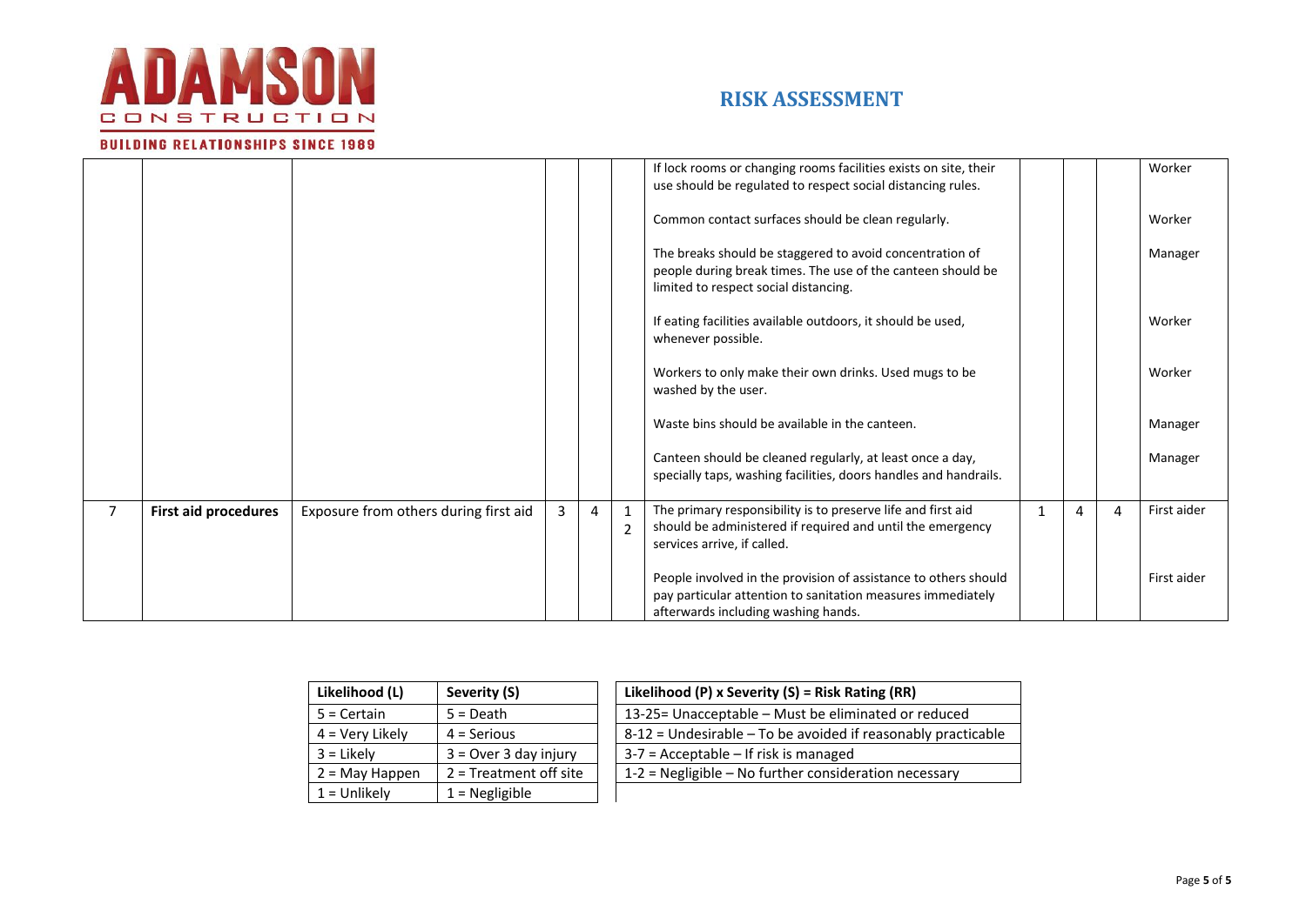# RISK ASSESSMENT

| | | | | | | | | | | |
|---|---|---|---|---|---|---|---|---|---|---|
| | | | | | | If lock rooms or changing rooms facilities exists on site, their use should be regulated to respect social distancing rules. | | | | Worker |
| | | | | | | Common contact surfaces should be clean regularly. | | | | Worker |
| | | | | | | The breaks should be staggered to avoid concentration of people during break times. The use of the canteen should be limited to respect social distancing. | | | | Manager |
| | | | | | | If eating facilities available outdoors, it should be used, whenever possible. | | | | Worker |
| | | | | | | Workers to only make their own drinks. Used mugs to be washed by the user. | | | | Worker |
| | | | | | | Waste bins should be available in the canteen. | | | | Manager |
| | | | | | | Canteen should be cleaned regularly, at least once a day, specially taps, washing facilities, doors handles and handrails. | | | | Manager |
| 7 | **First aid procedures** | Exposure from others during first aid | 3 | 4 | 12 | The primary responsibility is to preserve life and first aid should be administered if required and until the emergency services arrive, if called. | 1 | 4 | 4 | First aider |
| | | | | | | People involved in the provision of assistance to others should pay particular attention to sanitation measures immediately afterwards including washing hands. | | | | First aider |

| Likelihood (L) | Severity (S) |
|---|---|
| 5 = Certain | 5 = Death |
| 4 = Very Likely | 4 = Serious |
| 3 = Likely | 3 = Over 3 day injury |
| 2 = May Happen | 2 = Treatment off site |
| 1 = Unlikely | 1 = Negligible |

| Likelihood (P) x Severity (S) = Risk Rating (RR) |
|---|
| 13-25= Unacceptable – Must be eliminated or reduced |
| 8-12 = Undesirable – To be avoided if reasonably practicable |
| 3-7 = Acceptable – If risk is managed |
| 1-2 = Negligible – No further consideration necessary |